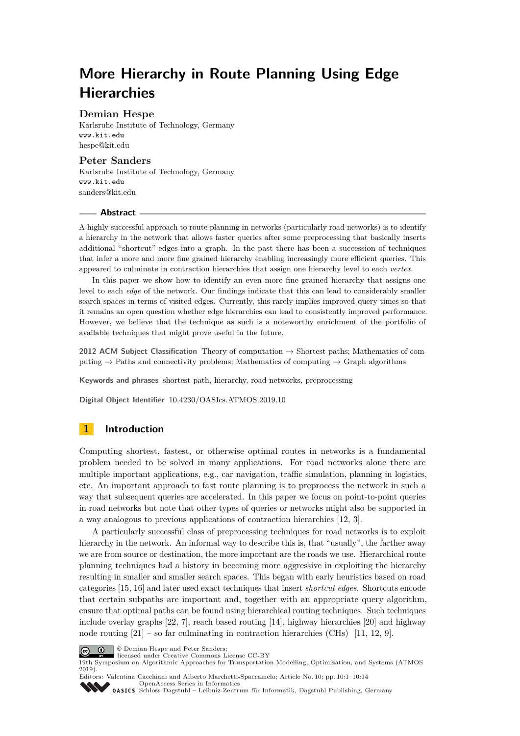# More Hierarchy in Route Planning Using Edge Hierarchies

**Demian Hespe**
Karlsruhe Institute of Technology, Germany
www.kit.edu
hespe@kit.edu

**Peter Sanders**
Karlsruhe Institute of Technology, Germany
www.kit.edu
sanders@kit.edu

## Abstract

A highly successful approach to route planning in networks (particularly road networks) is to identify a hierarchy in the network that allows faster queries after some preprocessing that basically inserts additional "shortcut"-edges into a graph. In the past there has been a succession of techniques that infer a more and more fine grained hierarchy enabling increasingly more efficient queries. This appeared to culminate in contraction hierarchies that assign one hierarchy level to each *vertex*.

In this paper we show how to identify an even more fine grained hierarchy that assigns one level to each *edge* of the network. Our findings indicate that this can lead to considerably smaller search spaces in terms of visited edges. Currently, this rarely implies improved query times so that it remains an open question whether edge hierarchies can lead to consistently improved performance. However, we believe that the technique as such is a noteworthy enrichment of the portfolio of available techniques that might prove useful in the future.

**2012 ACM Subject Classification** Theory of computation → Shortest paths; Mathematics of computing → Paths and connectivity problems; Mathematics of computing → Graph algorithms

**Keywords and phrases** shortest path, hierarchy, road networks, preprocessing

**Digital Object Identifier** 10.4230/OASIcs.ATMOS.2019.10

## 1 Introduction

Computing shortest, fastest, or otherwise optimal routes in networks is a fundamental problem needed to be solved in many applications. For road networks alone there are multiple important applications, e.g., car navigation, traffic simulation, planning in logistics, etc. An important approach to fast route planning is to preprocess the network in such a way that subsequent queries are accelerated. In this paper we focus on point-to-point queries in road networks but note that other types of queries or networks might also be supported in a way analogous to previous applications of contraction hierarchies [12, 3].

A particularly successful class of preprocessing techniques for road networks is to exploit hierarchy in the network. An informal way to describe this is, that "usually", the farther away we are from source or destination, the more important are the roads we use. Hierarchical route planning techniques had a history in becoming more aggressive in exploiting the hierarchy resulting in smaller and smaller search spaces. This began with early heuristics based on road categories [15, 16] and later used exact techniques that insert *shortcut edges*. Shortcuts encode that certain subpaths are important and, together with an appropriate query algorithm, ensure that optimal paths can be found using hierarchical routing techniques. Such techniques include overlay graphs [22, 7], reach based routing [14], highway hierarchies [20] and highway node routing [21] – so far culminating in contraction hierarchies (CHs) [11, 12, 9].

© Demian Hespe and Peter Sanders;
licensed under Creative Commons License CC-BY
19th Symposium on Algorithmic Approaches for Transportation Modelling, Optimization, and Systems (ATMOS 2019).
Editors: Valentina Cacchiani and Alberto Marchetti-Spaccamela; Article No. 10; pp. 10:1–10:14
OpenAccess Series in Informatics
Schloss Dagstuhl – Leibniz-Zentrum für Informatik, Dagstuhl Publishing, Germany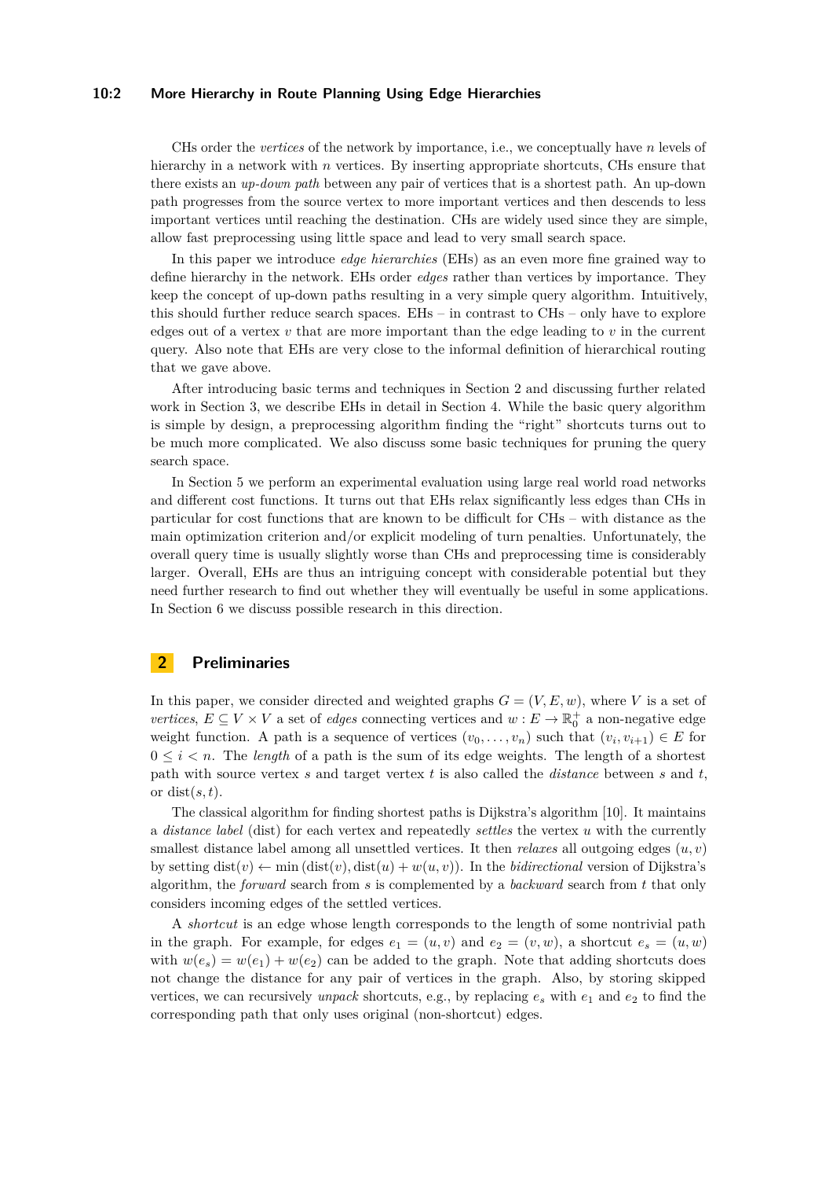CHs order the *vertices* of the network by importance, i.e., we conceptually have $n$ levels of hierarchy in a network with $n$ vertices. By inserting appropriate shortcuts, CHs ensure that there exists an *up-down path* between any pair of vertices that is a shortest path. An up-down path progresses from the source vertex to more important vertices and then descends to less important vertices until reaching the destination. CHs are widely used since they are simple, allow fast preprocessing using little space and lead to very small search space.

In this paper we introduce *edge hierarchies* (EHs) as an even more fine grained way to define hierarchy in the network. EHs order *edges* rather than vertices by importance. They keep the concept of up-down paths resulting in a very simple query algorithm. Intuitively, this should further reduce search spaces. EHs – in contrast to CHs – only have to explore edges out of a vertex $v$ that are more important than the edge leading to $v$ in the current query. Also note that EHs are very close to the informal definition of hierarchical routing that we gave above.

After introducing basic terms and techniques in Section 2 and discussing further related work in Section 3, we describe EHs in detail in Section 4. While the basic query algorithm is simple by design, a preprocessing algorithm finding the "right" shortcuts turns out to be much more complicated. We also discuss some basic techniques for pruning the query search space.

In Section 5 we perform an experimental evaluation using large real world road networks and different cost functions. It turns out that EHs relax significantly less edges than CHs in particular for cost functions that are known to be difficult for CHs – with distance as the main optimization criterion and/or explicit modeling of turn penalties. Unfortunately, the overall query time is usually slightly worse than CHs and preprocessing time is considerably larger. Overall, EHs are thus an intriguing concept with considerable potential but they need further research to find out whether they will eventually be useful in some applications. In Section 6 we discuss possible research in this direction.

## 2 Preliminaries

In this paper, we consider directed and weighted graphs $G = (V, E, w)$, where $V$ is a set of *vertices*, $E \subseteq V \times V$ a set of *edges* connecting vertices and $w : E \to \mathbb{R}_0^+$ a non-negative edge weight function. A path is a sequence of vertices $(v_0, \ldots, v_n)$ such that $(v_i, v_{i+1}) \in E$ for $0 \leq i < n$. The *length* of a path is the sum of its edge weights. The length of a shortest path with source vertex $s$ and target vertex $t$ is also called the *distance* between $s$ and $t$, or $\mathrm{dist}(s, t)$.

The classical algorithm for finding shortest paths is Dijkstra's algorithm [10]. It maintains a *distance label* (dist) for each vertex and repeatedly *settles* the vertex $u$ with the currently smallest distance label among all unsettled vertices. It then *relaxes* all outgoing edges $(u, v)$ by setting $\mathrm{dist}(v) \leftarrow \min(\mathrm{dist}(v), \mathrm{dist}(u) + w(u, v))$. In the *bidirectional* version of Dijkstra's algorithm, the *forward* search from $s$ is complemented by a *backward* search from $t$ that only considers incoming edges of the settled vertices.

A *shortcut* is an edge whose length corresponds to the length of some nontrivial path in the graph. For example, for edges $e_1 = (u, v)$ and $e_2 = (v, w)$, a shortcut $e_s = (u, w)$ with $w(e_s) = w(e_1) + w(e_2)$ can be added to the graph. Note that adding shortcuts does not change the distance for any pair of vertices in the graph. Also, by storing skipped vertices, we can recursively *unpack* shortcuts, e.g., by replacing $e_s$ with $e_1$ and $e_2$ to find the corresponding path that only uses original (non-shortcut) edges.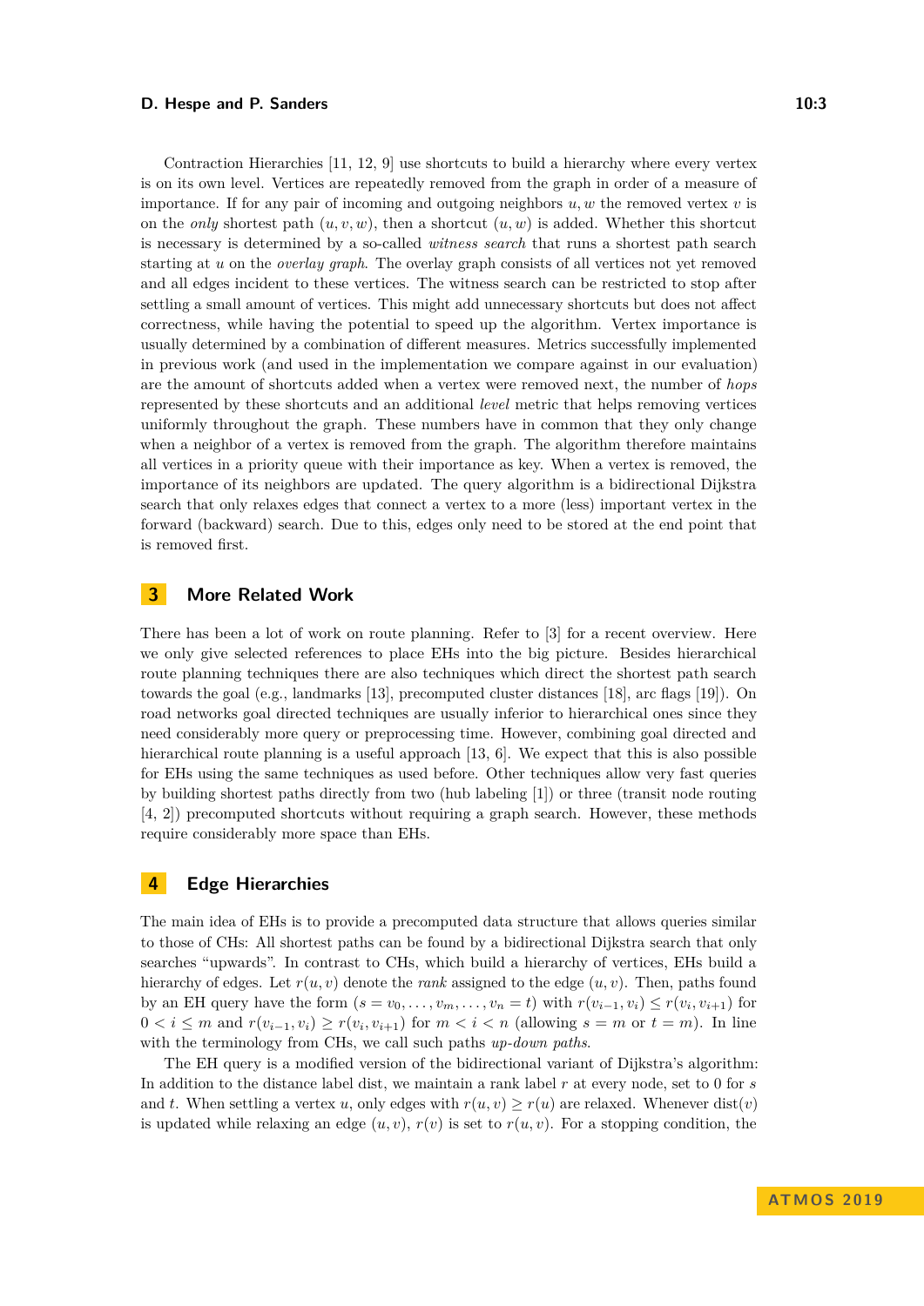Contraction Hierarchies [11, 12, 9] use shortcuts to build a hierarchy where every vertex is on its own level. Vertices are repeatedly removed from the graph in order of a measure of importance. If for any pair of incoming and outgoing neighbors $u, w$ the removed vertex $v$ is on the *only* shortest path $(u, v, w)$, then a shortcut $(u, w)$ is added. Whether this shortcut is necessary is determined by a so-called *witness search* that runs a shortest path search starting at $u$ on the *overlay graph*. The overlay graph consists of all vertices not yet removed and all edges incident to these vertices. The witness search can be restricted to stop after settling a small amount of vertices. This might add unnecessary shortcuts but does not affect correctness, while having the potential to speed up the algorithm. Vertex importance is usually determined by a combination of different measures. Metrics successfully implemented in previous work (and used in the implementation we compare against in our evaluation) are the amount of shortcuts added when a vertex were removed next, the number of *hops* represented by these shortcuts and an additional *level* metric that helps removing vertices uniformly throughout the graph. These numbers have in common that they only change when a neighbor of a vertex is removed from the graph. The algorithm therefore maintains all vertices in a priority queue with their importance as key. When a vertex is removed, the importance of its neighbors are updated. The query algorithm is a bidirectional Dijkstra search that only relaxes edges that connect a vertex to a more (less) important vertex in the forward (backward) search. Due to this, edges only need to be stored at the end point that is removed first.

## 3 More Related Work

There has been a lot of work on route planning. Refer to [3] for a recent overview. Here we only give selected references to place EHs into the big picture. Besides hierarchical route planning techniques there are also techniques which direct the shortest path search towards the goal (e.g., landmarks [13], precomputed cluster distances [18], arc flags [19]). On road networks goal directed techniques are usually inferior to hierarchical ones since they need considerably more query or preprocessing time. However, combining goal directed and hierarchical route planning is a useful approach [13, 6]. We expect that this is also possible for EHs using the same techniques as used before. Other techniques allow very fast queries by building shortest paths directly from two (hub labeling [1]) or three (transit node routing [4, 2]) precomputed shortcuts without requiring a graph search. However, these methods require considerably more space than EHs.

## 4 Edge Hierarchies

The main idea of EHs is to provide a precomputed data structure that allows queries similar to those of CHs: All shortest paths can be found by a bidirectional Dijkstra search that only searches "upwards". In contrast to CHs, which build a hierarchy of vertices, EHs build a hierarchy of edges. Let $r(u, v)$ denote the *rank* assigned to the edge $(u, v)$. Then, paths found by an EH query have the form $(s = v_0, \ldots, v_m, \ldots, v_n = t)$ with $r(v_{i-1}, v_i) \leq r(v_i, v_{i+1})$ for $0 < i \leq m$ and $r(v_{i-1}, v_i) \geq r(v_i, v_{i+1})$ for $m < i < n$ (allowing $s = m$ or $t = m$). In line with the terminology from CHs, we call such paths *up-down paths*.

The EH query is a modified version of the bidirectional variant of Dijkstra's algorithm: In addition to the distance label dist, we maintain a rank label $r$ at every node, set to 0 for $s$ and $t$. When settling a vertex $u$, only edges with $r(u, v) \geq r(u)$ are relaxed. Whenever $\mathrm{dist}(v)$ is updated while relaxing an edge $(u, v)$, $r(v)$ is set to $r(u, v)$. For a stopping condition, the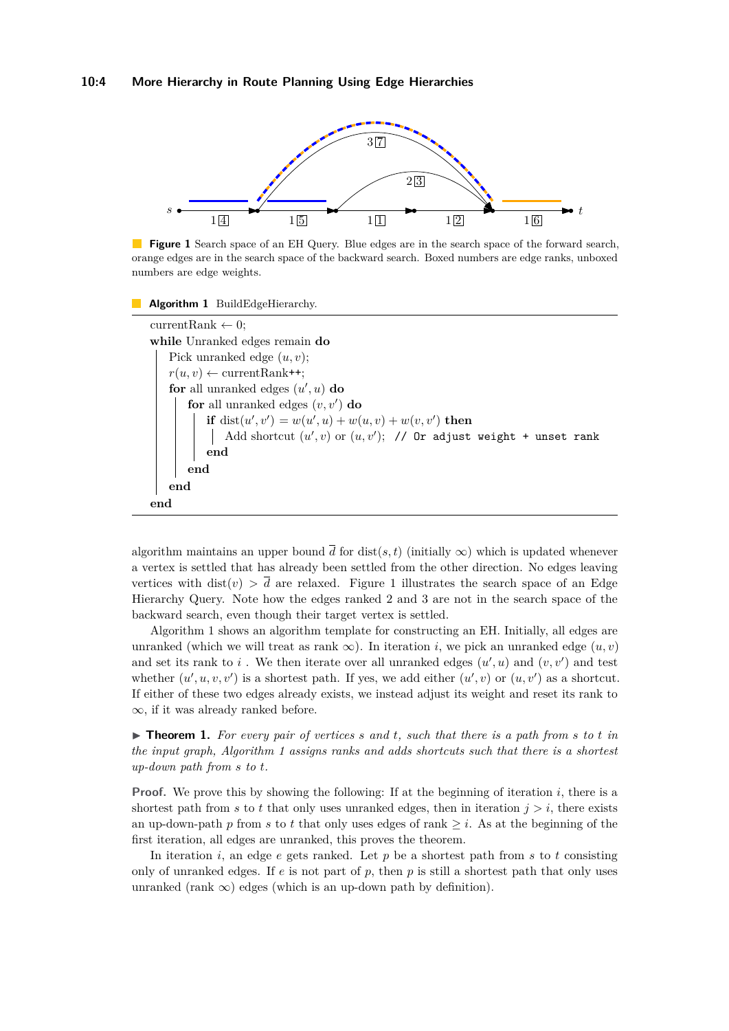**Figure 1** Search space of an EH Query. Blue edges are in the search space of the forward search, orange edges are in the search space of the backward search. Boxed numbers are edge ranks, unboxed numbers are edge weights.

**Algorithm 1** BuildEdgeHierarchy.

```
currentRank ← 0;
while Unranked edges remain do
    Pick unranked edge (u, v);
    r(u, v) ← currentRank++;
    for all unranked edges (u′, u) do
        for all unranked edges (v, v′) do
            if dist(u′, v′) = w(u′, u) + w(u, v) + w(v, v′) then
                Add shortcut (u′, v) or (u, v′);  // Or adjust weight + unset rank
            end
        end
    end
end
```

algorithm maintains an upper bound $\overline{d}$ for $\text{dist}(s, t)$ (initially $\infty$) which is updated whenever a vertex is settled that has already been settled from the other direction. No edges leaving vertices with $\text{dist}(v) > \overline{d}$ are relaxed. Figure 1 illustrates the search space of an Edge Hierarchy Query. Note how the edges ranked 2 and 3 are not in the search space of the backward search, even though their target vertex is settled.

Algorithm 1 shows an algorithm template for constructing an EH. Initially, all edges are unranked (which we will treat as rank $\infty$). In iteration $i$, we pick an unranked edge $(u, v)$ and set its rank to $i$ . We then iterate over all unranked edges $(u', u)$ and $(v, v')$ and test whether $(u', u, v, v')$ is a shortest path. If yes, we add either $(u', v)$ or $(u, v')$ as a shortcut. If either of these two edges already exists, we instead adjust its weight and reset its rank to $\infty$, if it was already ranked before.

▶ **Theorem 1.** *For every pair of vertices $s$ and $t$, such that there is a path from $s$ to $t$ in the input graph, Algorithm 1 assigns ranks and adds shortcuts such that there is a shortest up-down path from $s$ to $t$.*

**Proof.** We prove this by showing the following: If at the beginning of iteration $i$, there is a shortest path from $s$ to $t$ that only uses unranked edges, then in iteration $j > i$, there exists an up-down-path $p$ from $s$ to $t$ that only uses edges of rank $\geq i$. As at the beginning of the first iteration, all edges are unranked, this proves the theorem.

In iteration $i$, an edge $e$ gets ranked. Let $p$ be a shortest path from $s$ to $t$ consisting only of unranked edges. If $e$ is not part of $p$, then $p$ is still a shortest path that only uses unranked (rank $\infty$) edges (which is an up-down path by definition).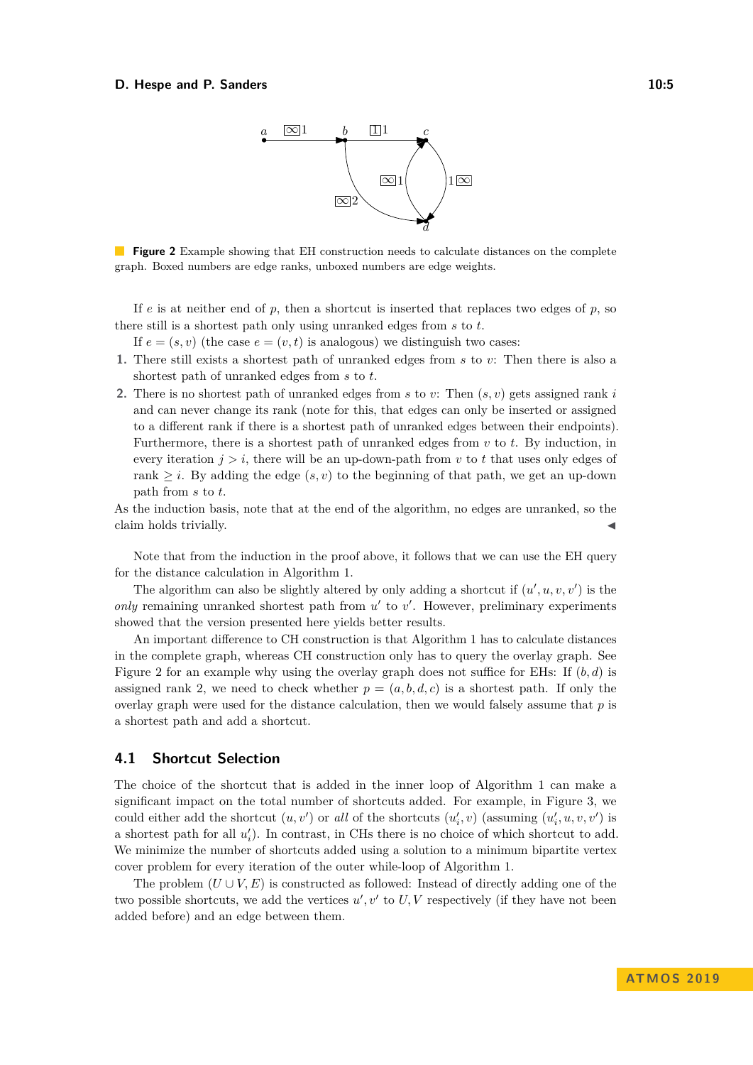**Figure 2** Example showing that EH construction needs to calculate distances on the complete graph. Boxed numbers are edge ranks, unboxed numbers are edge weights.

If $e$ is at neither end of $p$, then a shortcut is inserted that replaces two edges of $p$, so there still is a shortest path only using unranked edges from $s$ to $t$.

If $e = (s, v)$ (the case $e = (v, t)$ is analogous) we distinguish two cases:

1. There still exists a shortest path of unranked edges from $s$ to $v$: Then there is also a shortest path of unranked edges from $s$ to $t$.
2. There is no shortest path of unranked edges from $s$ to $v$: Then $(s, v)$ gets assigned rank $i$ and can never change its rank (note for this, that edges can only be inserted or assigned to a different rank if there is a shortest path of unranked edges between their endpoints). Furthermore, there is a shortest path of unranked edges from $v$ to $t$. By induction, in every iteration $j > i$, there will be an up-down-path from $v$ to $t$ that uses only edges of rank $\geq i$. By adding the edge $(s, v)$ to the beginning of that path, we get an up-down path from $s$ to $t$.

As the induction basis, note that at the end of the algorithm, no edges are unranked, so the claim holds trivially. ◂

Note that from the induction in the proof above, it follows that we can use the EH query for the distance calculation in Algorithm 1.

The algorithm can also be slightly altered by only adding a shortcut if $(u', u, v, v')$ is the *only* remaining unranked shortest path from $u'$ to $v'$. However, preliminary experiments showed that the version presented here yields better results.

An important difference to CH construction is that Algorithm 1 has to calculate distances in the complete graph, whereas CH construction only has to query the overlay graph. See Figure 2 for an example why using the overlay graph does not suffice for EHs: If $(b, d)$ is assigned rank 2, we need to check whether $p = (a, b, d, c)$ is a shortest path. If only the overlay graph were used for the distance calculation, then we would falsely assume that $p$ is a shortest path and add a shortcut.

## 4.1 Shortcut Selection

The choice of the shortcut that is added in the inner loop of Algorithm 1 can make a significant impact on the total number of shortcuts added. For example, in Figure 3, we could either add the shortcut $(u, v')$ or *all* of the shortcuts $(u'_i, v)$ (assuming $(u'_i, u, v, v')$ is a shortest path for all $u'_i$). In contrast, in CHs there is no choice of which shortcut to add. We minimize the number of shortcuts added using a solution to a minimum bipartite vertex cover problem for every iteration of the outer while-loop of Algorithm 1.

The problem $(U \cup V, E)$ is constructed as followed: Instead of directly adding one of the two possible shortcuts, we add the vertices $u', v'$ to $U, V$ respectively (if they have not been added before) and an edge between them.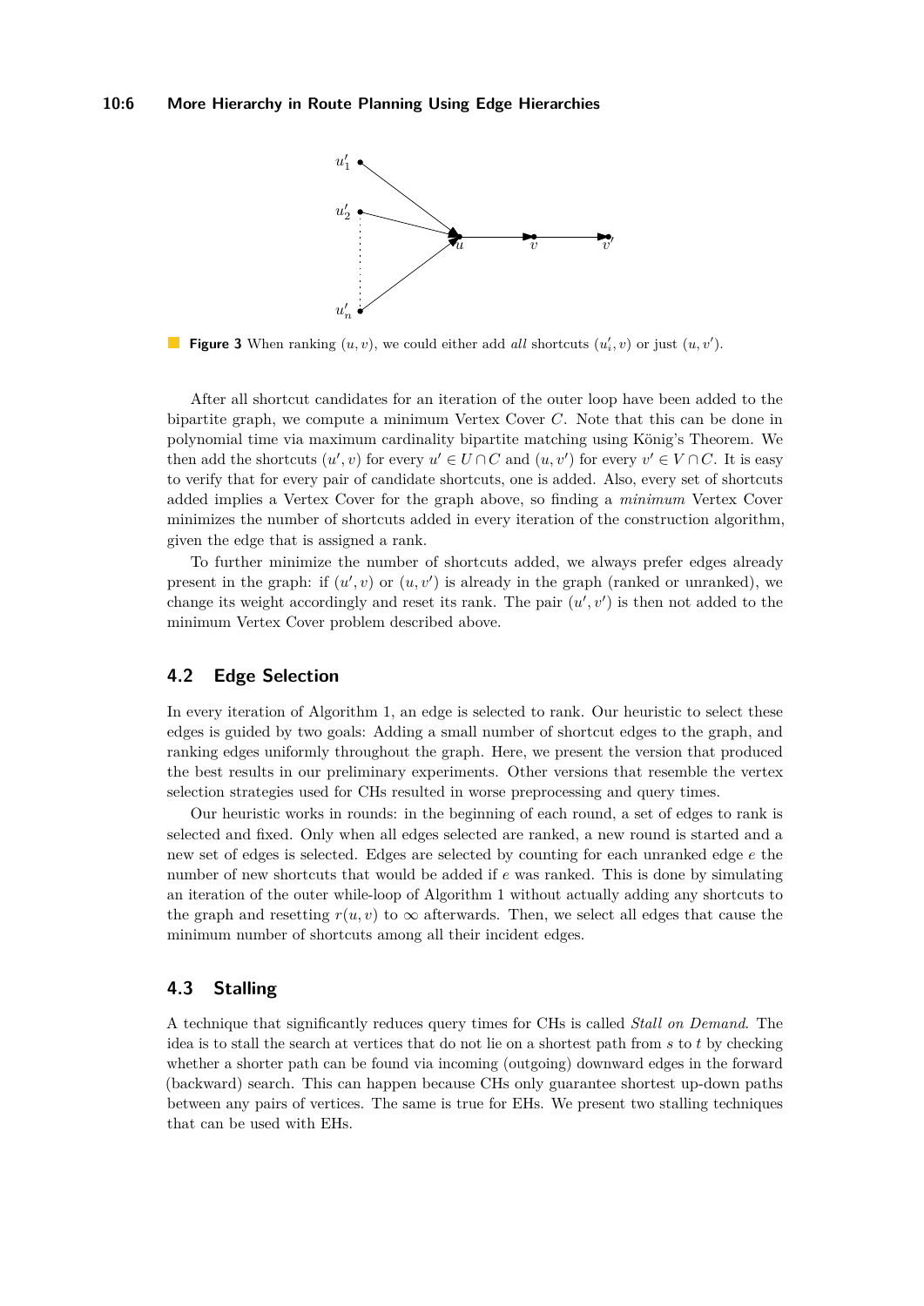**Figure 3** When ranking $(u, v)$, we could either add *all* shortcuts $(u'_i, v)$ or just $(u, v')$.

After all shortcut candidates for an iteration of the outer loop have been added to the bipartite graph, we compute a minimum Vertex Cover $C$. Note that this can be done in polynomial time via maximum cardinality bipartite matching using König's Theorem. We then add the shortcuts $(u', v)$ for every $u' \in U \cap C$ and $(u, v')$ for every $v' \in V \cap C$. It is easy to verify that for every pair of candidate shortcuts, one is added. Also, every set of shortcuts added implies a Vertex Cover for the graph above, so finding a *minimum* Vertex Cover minimizes the number of shortcuts added in every iteration of the construction algorithm, given the edge that is assigned a rank.

To further minimize the number of shortcuts added, we always prefer edges already present in the graph: if $(u', v)$ or $(u, v')$ is already in the graph (ranked or unranked), we change its weight accordingly and reset its rank. The pair $(u', v')$ is then not added to the minimum Vertex Cover problem described above.

## 4.2 Edge Selection

In every iteration of Algorithm 1, an edge is selected to rank. Our heuristic to select these edges is guided by two goals: Adding a small number of shortcut edges to the graph, and ranking edges uniformly throughout the graph. Here, we present the version that produced the best results in our preliminary experiments. Other versions that resemble the vertex selection strategies used for CHs resulted in worse preprocessing and query times.

Our heuristic works in rounds: in the beginning of each round, a set of edges to rank is selected and fixed. Only when all edges selected are ranked, a new round is started and a new set of edges is selected. Edges are selected by counting for each unranked edge $e$ the number of new shortcuts that would be added if $e$ was ranked. This is done by simulating an iteration of the outer while-loop of Algorithm 1 without actually adding any shortcuts to the graph and resetting $r(u, v)$ to $\infty$ afterwards. Then, we select all edges that cause the minimum number of shortcuts among all their incident edges.

## 4.3 Stalling

A technique that significantly reduces query times for CHs is called *Stall on Demand*. The idea is to stall the search at vertices that do not lie on a shortest path from $s$ to $t$ by checking whether a shorter path can be found via incoming (outgoing) downward edges in the forward (backward) search. This can happen because CHs only guarantee shortest up-down paths between any pairs of vertices. The same is true for EHs. We present two stalling techniques that can be used with EHs.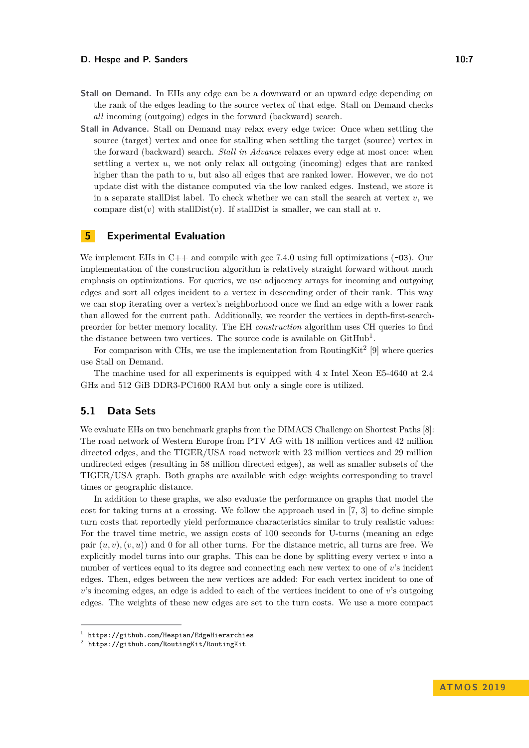**Stall on Demand.** In EHs any edge can be a downward or an upward edge depending on the rank of the edges leading to the source vertex of that edge. Stall on Demand checks *all* incoming (outgoing) edges in the forward (backward) search.

**Stall in Advance.** Stall on Demand may relax every edge twice: Once when settling the source (target) vertex and once for stalling when settling the target (source) vertex in the forward (backward) search. *Stall in Advance* relaxes every edge at most once: when settling a vertex $u$, we not only relax all outgoing (incoming) edges that are ranked higher than the path to $u$, but also all edges that are ranked lower. However, we do not update dist with the distance computed via the low ranked edges. Instead, we store it in a separate stallDist label. To check whether we can stall the search at vertex $v$, we compare dist($v$) with stallDist($v$). If stallDist is smaller, we can stall at $v$.

## 5 Experimental Evaluation

We implement EHs in C++ and compile with gcc 7.4.0 using full optimizations (`-O3`). Our implementation of the construction algorithm is relatively straight forward without much emphasis on optimizations. For queries, we use adjacency arrays for incoming and outgoing edges and sort all edges incident to a vertex in descending order of their rank. This way we can stop iterating over a vertex's neighborhood once we find an edge with a lower rank than allowed for the current path. Additionally, we reorder the vertices in depth-first-search-preorder for better memory locality. The EH *construction* algorithm uses CH queries to find the distance between two vertices. The source code is available on GitHub[1].

For comparison with CHs, we use the implementation from RoutingKit[2] [9] where queries use Stall on Demand.

The machine used for all experiments is equipped with 4 x Intel Xeon E5-4640 at 2.4 GHz and 512 GiB DDR3-PC1600 RAM but only a single core is utilized.

### 5.1 Data Sets

We evaluate EHs on two benchmark graphs from the DIMACS Challenge on Shortest Paths [8]: The road network of Western Europe from PTV AG with 18 million vertices and 42 million directed edges, and the TIGER/USA road network with 23 million vertices and 29 million undirected edges (resulting in 58 million directed edges), as well as smaller subsets of the TIGER/USA graph. Both graphs are available with edge weights corresponding to travel times or geographic distance.

In addition to these graphs, we also evaluate the performance on graphs that model the cost for taking turns at a crossing. We follow the approach used in [7, 3] to define simple turn costs that reportedly yield performance characteristics similar to truly realistic values: For the travel time metric, we assign costs of 100 seconds for U-turns (meaning an edge pair $(u, v), (v, u)$) and 0 for all other turns. For the distance metric, all turns are free. We explicitly model turns into our graphs. This can be done by splitting every vertex $v$ into a number of vertices equal to its degree and connecting each new vertex to one of $v$'s incident edges. Then, edges between the new vertices are added: For each vertex incident to one of $v$'s incoming edges, an edge is added to each of the vertices incident to one of $v$'s outgoing edges. The weights of these new edges are set to the turn costs. We use a more compact

---

[1] `https://github.com/Hespian/EdgeHierarchies`

[2] `https://github.com/RoutingKit/RoutingKit`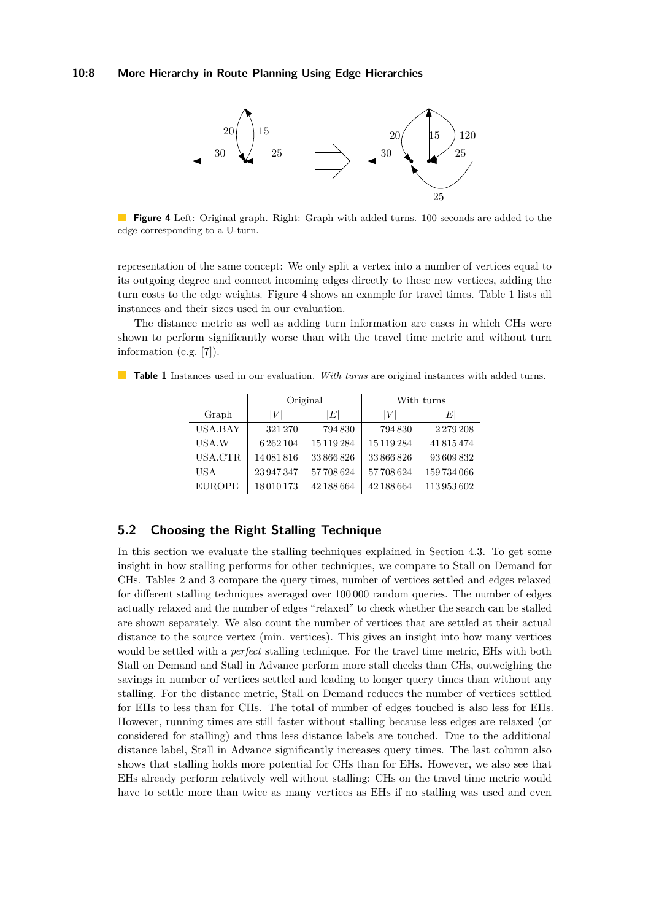**Figure 4** Left: Original graph. Right: Graph with added turns. 100 seconds are added to the edge corresponding to a U-turn.

representation of the same concept: We only split a vertex into a number of vertices equal to its outgoing degree and connect incoming edges directly to these new vertices, adding the turn costs to the edge weights. Figure 4 shows an example for travel times. Table 1 lists all instances and their sizes used in our evaluation.

The distance metric as well as adding turn information are cases in which CHs were shown to perform significantly worse than with the travel time metric and without turn information (e.g. [7]).

**Table 1** Instances used in our evaluation. *With turns* are original instances with added turns.

| | Original | | With turns | |
|---|---|---|---|---|
| Graph | $\|V\|$ | $\|E\|$ | $\|V\|$ | $\|E\|$ |
| USA.BAY | 321 270 | 794 830 | 794 830 | 2 279 208 |
| USA.W | 6 262 104 | 15 119 284 | 15 119 284 | 41 815 474 |
| USA.CTR | 14 081 816 | 33 866 826 | 33 866 826 | 93 609 832 |
| USA | 23 947 347 | 57 708 624 | 57 708 624 | 159 734 066 |
| EUROPE | 18 010 173 | 42 188 664 | 42 188 664 | 113 953 602 |

## 5.2 Choosing the Right Stalling Technique

In this section we evaluate the stalling techniques explained in Section 4.3. To get some insight in how stalling performs for other techniques, we compare to Stall on Demand for CHs. Tables 2 and 3 compare the query times, number of vertices settled and edges relaxed for different stalling techniques averaged over 100 000 random queries. The number of edges actually relaxed and the number of edges "relaxed" to check whether the search can be stalled are shown separately. We also count the number of vertices that are settled at their actual distance to the source vertex (min. vertices). This gives an insight into how many vertices would be settled with a *perfect* stalling technique. For the travel time metric, EHs with both Stall on Demand and Stall in Advance perform more stall checks than CHs, outweighing the savings in number of vertices settled and leading to longer query times than without any stalling. For the distance metric, Stall on Demand reduces the number of vertices settled for EHs to less than for CHs. The total of number of edges touched is also less for EHs. However, running times are still faster without stalling because less edges are relaxed (or considered for stalling) and thus less distance labels are touched. Due to the additional distance label, Stall in Advance significantly increases query times. The last column also shows that stalling holds more potential for CHs than for EHs. However, we also see that EHs already perform relatively well without stalling: CHs on the travel time metric would have to settle more than twice as many vertices as EHs if no stalling was used and even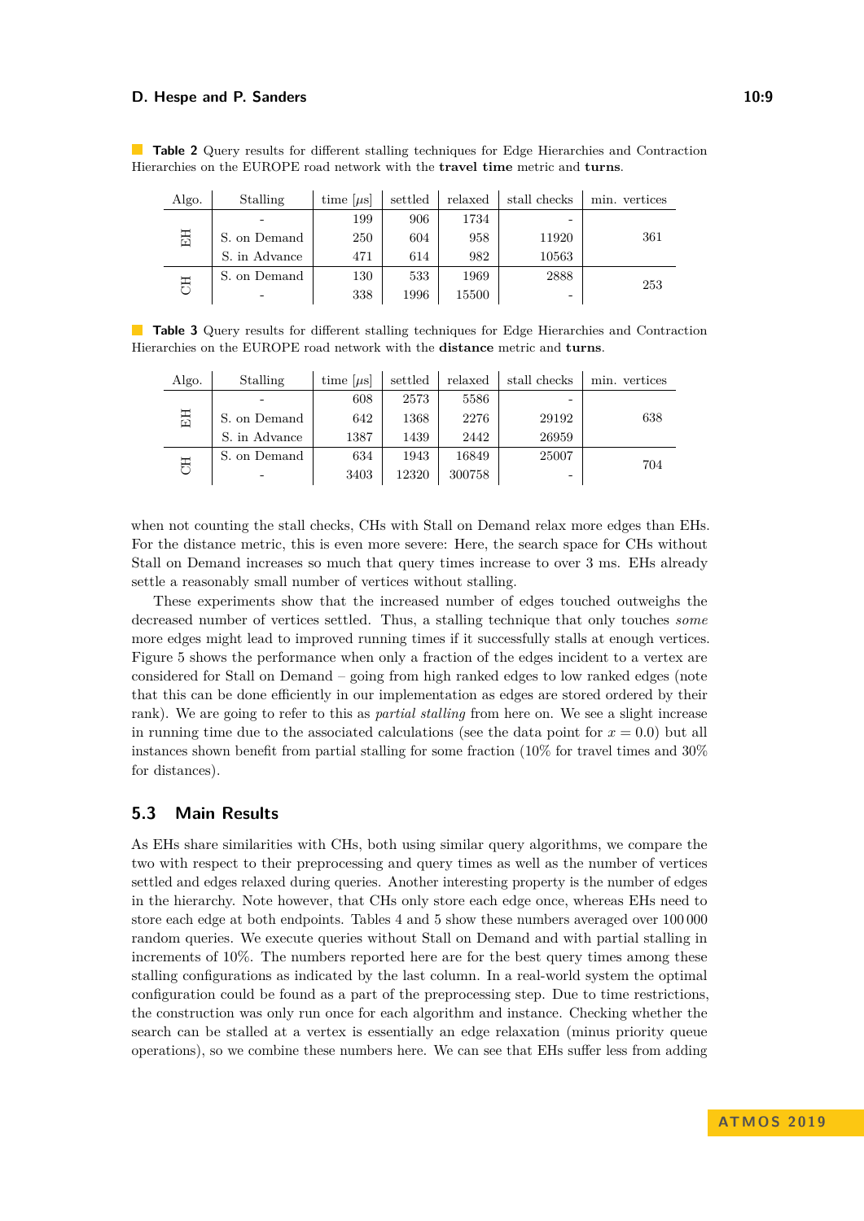**Table 2** Query results for different stalling techniques for Edge Hierarchies and Contraction Hierarchies on the EUROPE road network with the **travel time** metric and **turns**.

| Algo. | Stalling | time [$\mu$s] | settled | relaxed | stall checks | min. vertices |
|---|---|---|---|---|---|---|
| EH | - | 199 | 906 | 1734 | - | 361 |
| | S. on Demand | 250 | 604 | 958 | 11920 | |
| | S. in Advance | 471 | 614 | 982 | 10563 | |
| CH | S. on Demand | 130 | 533 | 1969 | 2888 | 253 |
| | - | 338 | 1996 | 15500 | - | |

**Table 3** Query results for different stalling techniques for Edge Hierarchies and Contraction Hierarchies on the EUROPE road network with the **distance** metric and **turns**.

| Algo. | Stalling | time [$\mu$s] | settled | relaxed | stall checks | min. vertices |
|---|---|---|---|---|---|---|
| EH | - | 608 | 2573 | 5586 | - | 638 |
| | S. on Demand | 642 | 1368 | 2276 | 29192 | |
| | S. in Advance | 1387 | 1439 | 2442 | 26959 | |
| CH | S. on Demand | 634 | 1943 | 16849 | 25007 | 704 |
| | - | 3403 | 12320 | 300758 | - | |

when not counting the stall checks, CHs with Stall on Demand relax more edges than EHs. For the distance metric, this is even more severe: Here, the search space for CHs without Stall on Demand increases so much that query times increase to over 3 ms. EHs already settle a reasonably small number of vertices without stalling.

These experiments show that the increased number of edges touched outweighs the decreased number of vertices settled. Thus, a stalling technique that only touches *some* more edges might lead to improved running times if it successfully stalls at enough vertices. Figure 5 shows the performance when only a fraction of the edges incident to a vertex are considered for Stall on Demand – going from high ranked edges to low ranked edges (note that this can be done efficiently in our implementation as edges are stored ordered by their rank). We are going to refer to this as *partial stalling* from here on. We see a slight increase in running time due to the associated calculations (see the data point for $x = 0.0$) but all instances shown benefit from partial stalling for some fraction (10% for travel times and 30% for distances).

## 5.3 Main Results

As EHs share similarities with CHs, both using similar query algorithms, we compare the two with respect to their preprocessing and query times as well as the number of vertices settled and edges relaxed during queries. Another interesting property is the number of edges in the hierarchy. Note however, that CHs only store each edge once, whereas EHs need to store each edge at both endpoints. Tables 4 and 5 show these numbers averaged over 100 000 random queries. We execute queries without Stall on Demand and with partial stalling in increments of 10%. The numbers reported here are for the best query times among these stalling configurations as indicated by the last column. In a real-world system the optimal configuration could be found as a part of the preprocessing step. Due to time restrictions, the construction was only run once for each algorithm and instance. Checking whether the search can be stalled at a vertex is essentially an edge relaxation (minus priority queue operations), so we combine these numbers here. We can see that EHs suffer less from adding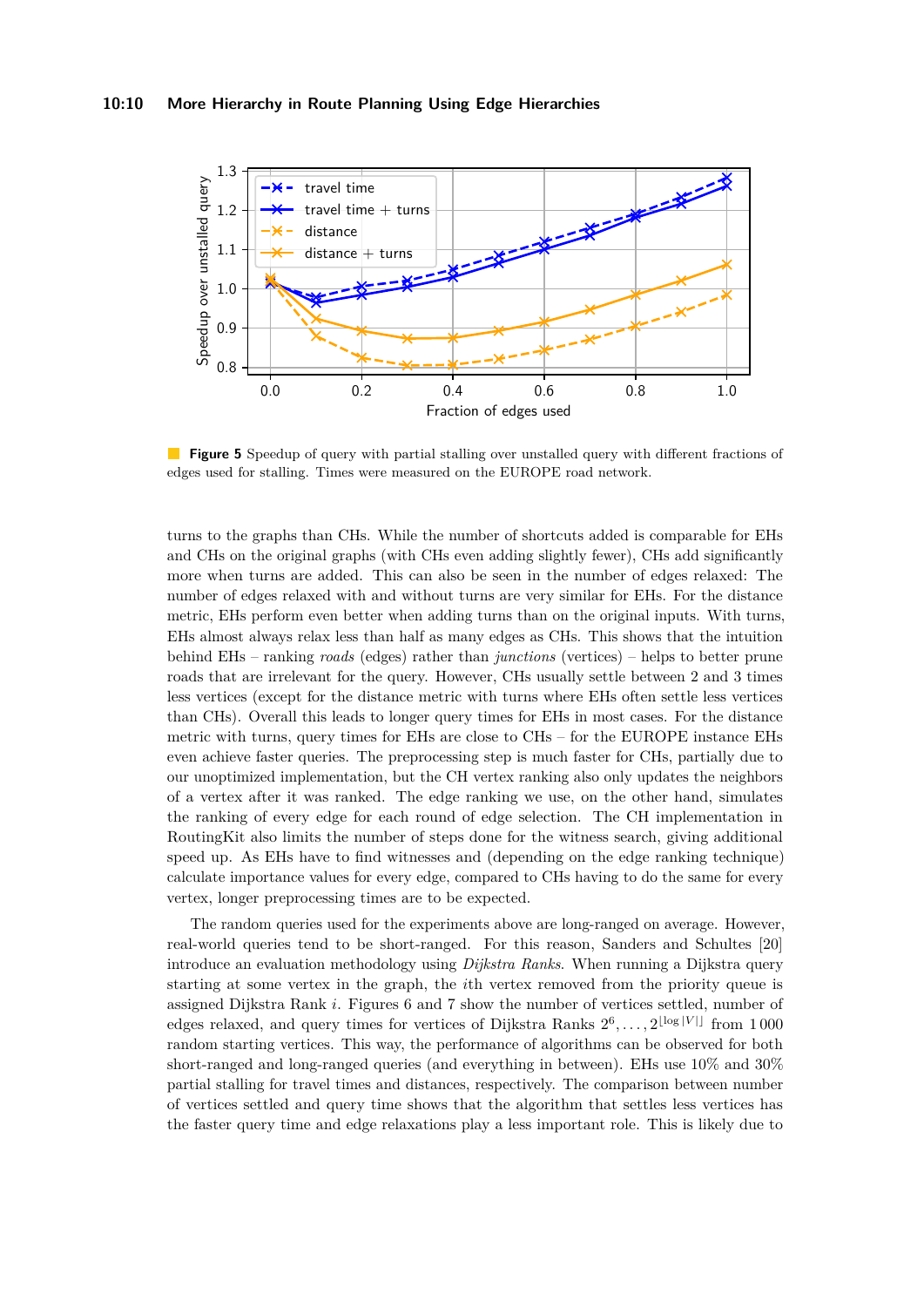**Figure 5** Speedup of query with partial stalling over unstalled query with different fractions of edges used for stalling. Times were measured on the EUROPE road network.

turns to the graphs than CHs. While the number of shortcuts added is comparable for EHs and CHs on the original graphs (with CHs even adding slightly fewer), CHs add significantly more when turns are added. This can also be seen in the number of edges relaxed: The number of edges relaxed with and without turns are very similar for EHs. For the distance metric, EHs perform even better when adding turns than on the original inputs. With turns, EHs almost always relax less than half as many edges as CHs. This shows that the intuition behind EHs – ranking *roads* (edges) rather than *junctions* (vertices) – helps to better prune roads that are irrelevant for the query. However, CHs usually settle between 2 and 3 times less vertices (except for the distance metric with turns where EHs often settle less vertices than CHs). Overall this leads to longer query times for EHs in most cases. For the distance metric with turns, query times for EHs are close to CHs – for the EUROPE instance EHs even achieve faster queries. The preprocessing step is much faster for CHs, partially due to our unoptimized implementation, but the CH vertex ranking also only updates the neighbors of a vertex after it was ranked. The edge ranking we use, on the other hand, simulates the ranking of every edge for each round of edge selection. The CH implementation in RoutingKit also limits the number of steps done for the witness search, giving additional speed up. As EHs have to find witnesses and (depending on the edge ranking technique) calculate importance values for every edge, compared to CHs having to do the same for every vertex, longer preprocessing times are to be expected.

The random queries used for the experiments above are long-ranged on average. However, real-world queries tend to be short-ranged. For this reason, Sanders and Schultes [20] introduce an evaluation methodology using *Dijkstra Ranks*. When running a Dijkstra query starting at some vertex in the graph, the $i$th vertex removed from the priority queue is assigned Dijkstra Rank $i$. Figures 6 and 7 show the number of vertices settled, number of edges relaxed, and query times for vertices of Dijkstra Ranks $2^6, \dots, 2^{\lfloor \log |V| \rfloor}$ from 1 000 random starting vertices. This way, the performance of algorithms can be observed for both short-ranged and long-ranged queries (and everything in between). EHs use 10% and 30% partial stalling for travel times and distances, respectively. The comparison between number of vertices settled and query time shows that the algorithm that settles less vertices has the faster query time and edge relaxations play a less important role. This is likely due to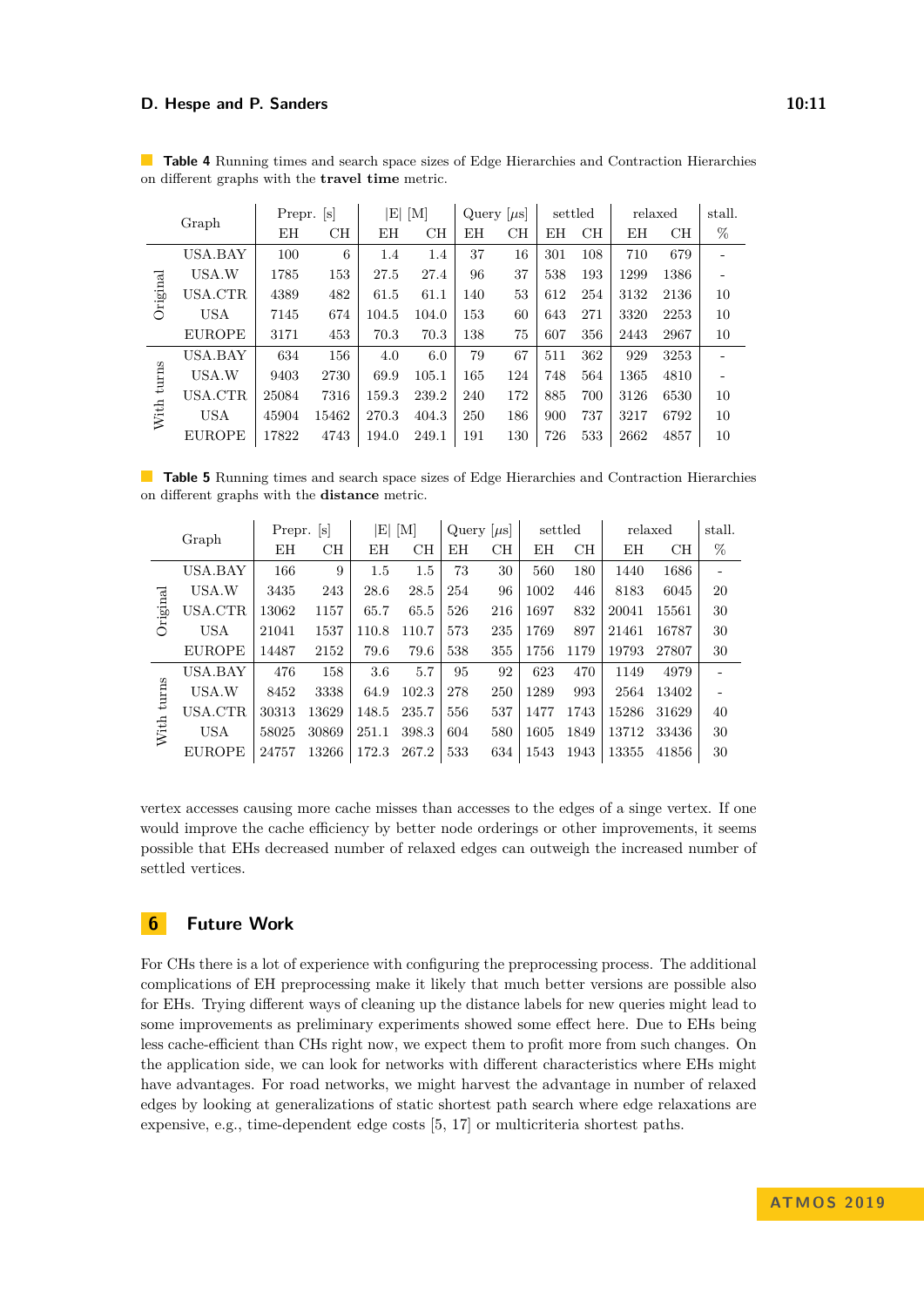**Table 4** Running times and search space sizes of Edge Hierarchies and Contraction Hierarchies on different graphs with the **travel time** metric.

| | Graph | Prepr. [s] | | \|E\| [M] | | Query [$\mu$s] | | settled | | relaxed | | stall. |
|---|---|---|---|---|---|---|---|---|---|---|---|---|
| | | EH | CH | EH | CH | EH | CH | EH | CH | EH | CH | % |
| Original | USA.BAY | 100 | 6 | 1.4 | 1.4 | 37 | 16 | 301 | 108 | 710 | 679 | - |
| | USA.W | 1785 | 153 | 27.5 | 27.4 | 96 | 37 | 538 | 193 | 1299 | 1386 | - |
| | USA.CTR | 4389 | 482 | 61.5 | 61.1 | 140 | 53 | 612 | 254 | 3132 | 2136 | 10 |
| | USA | 7145 | 674 | 104.5 | 104.0 | 153 | 60 | 643 | 271 | 3320 | 2253 | 10 |
| | EUROPE | 3171 | 453 | 70.3 | 70.3 | 138 | 75 | 607 | 356 | 2443 | 2967 | 10 |
| With turns | USA.BAY | 634 | 156 | 4.0 | 6.0 | 79 | 67 | 511 | 362 | 929 | 3253 | - |
| | USA.W | 9403 | 2730 | 69.9 | 105.1 | 165 | 124 | 748 | 564 | 1365 | 4810 | - |
| | USA.CTR | 25084 | 7316 | 159.3 | 239.2 | 240 | 172 | 885 | 700 | 3126 | 6530 | 10 |
| | USA | 45904 | 15462 | 270.3 | 404.3 | 250 | 186 | 900 | 737 | 3217 | 6792 | 10 |
| | EUROPE | 17822 | 4743 | 194.0 | 249.1 | 191 | 130 | 726 | 533 | 2662 | 4857 | 10 |

**Table 5** Running times and search space sizes of Edge Hierarchies and Contraction Hierarchies on different graphs with the **distance** metric.

| | Graph | Prepr. [s] | | \|E\| [M] | | Query [$\mu$s] | | settled | | relaxed | | stall. |
|---|---|---|---|---|---|---|---|---|---|---|---|---|
| | | EH | CH | EH | CH | EH | CH | EH | CH | EH | CH | % |
| Original | USA.BAY | 166 | 9 | 1.5 | 1.5 | 73 | 30 | 560 | 180 | 1440 | 1686 | - |
| | USA.W | 3435 | 243 | 28.6 | 28.5 | 254 | 96 | 1002 | 446 | 8183 | 6045 | 20 |
| | USA.CTR | 13062 | 1157 | 65.7 | 65.5 | 526 | 216 | 1697 | 832 | 20041 | 15561 | 30 |
| | USA | 21041 | 1537 | 110.8 | 110.7 | 573 | 235 | 1769 | 897 | 21461 | 16787 | 30 |
| | EUROPE | 14487 | 2152 | 79.6 | 79.6 | 538 | 355 | 1756 | 1179 | 19793 | 27807 | 30 |
| With turns | USA.BAY | 476 | 158 | 3.6 | 5.7 | 95 | 92 | 623 | 470 | 1149 | 4979 | - |
| | USA.W | 8452 | 3338 | 64.9 | 102.3 | 278 | 250 | 1289 | 993 | 2564 | 13402 | - |
| | USA.CTR | 30313 | 13629 | 148.5 | 235.7 | 556 | 537 | 1477 | 1743 | 15286 | 31629 | 40 |
| | USA | 58025 | 30869 | 251.1 | 398.3 | 604 | 580 | 1605 | 1849 | 13712 | 33436 | 30 |
| | EUROPE | 24757 | 13266 | 172.3 | 267.2 | 533 | 634 | 1543 | 1943 | 13355 | 41856 | 30 |

vertex accesses causing more cache misses than accesses to the edges of a singe vertex. If one would improve the cache efficiency by better node orderings or other improvements, it seems possible that EHs decreased number of relaxed edges can outweigh the increased number of settled vertices.

## 6 Future Work

For CHs there is a lot of experience with configuring the preprocessing process. The additional complications of EH preprocessing make it likely that much better versions are possible also for EHs. Trying different ways of cleaning up the distance labels for new queries might lead to some improvements as preliminary experiments showed some effect here. Due to EHs being less cache-efficient than CHs right now, we expect them to profit more from such changes. On the application side, we can look for networks with different characteristics where EHs might have advantages. For road networks, we might harvest the advantage in number of relaxed edges by looking at generalizations of static shortest path search where edge relaxations are expensive, e.g., time-dependent edge costs [5, 17] or multicriteria shortest paths.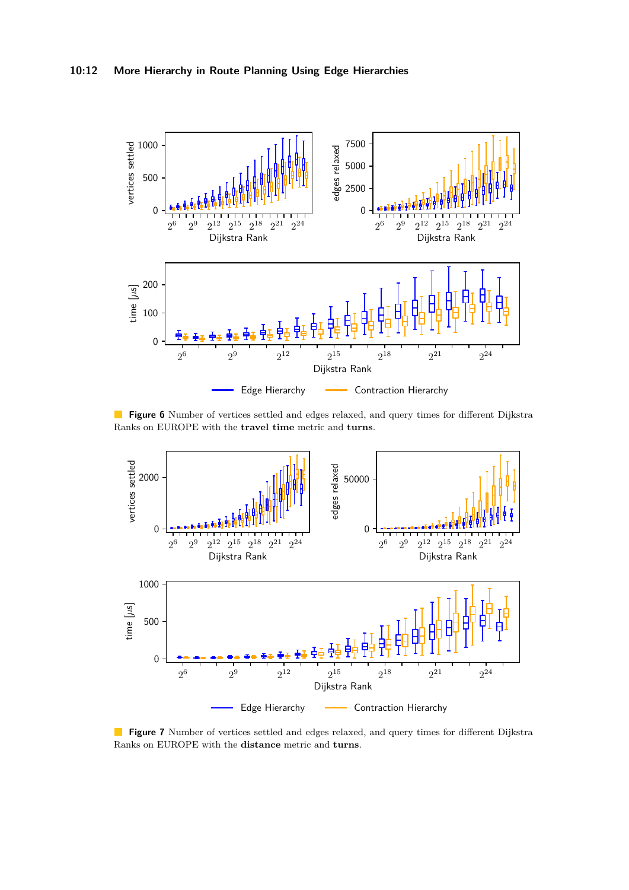**Figure 6** Number of vertices settled and edges relaxed, and query times for different Dijkstra Ranks on EUROPE with the **travel time** metric and **turns**.

**Figure 7** Number of vertices settled and edges relaxed, and query times for different Dijkstra Ranks on EUROPE with the **distance** metric and **turns**.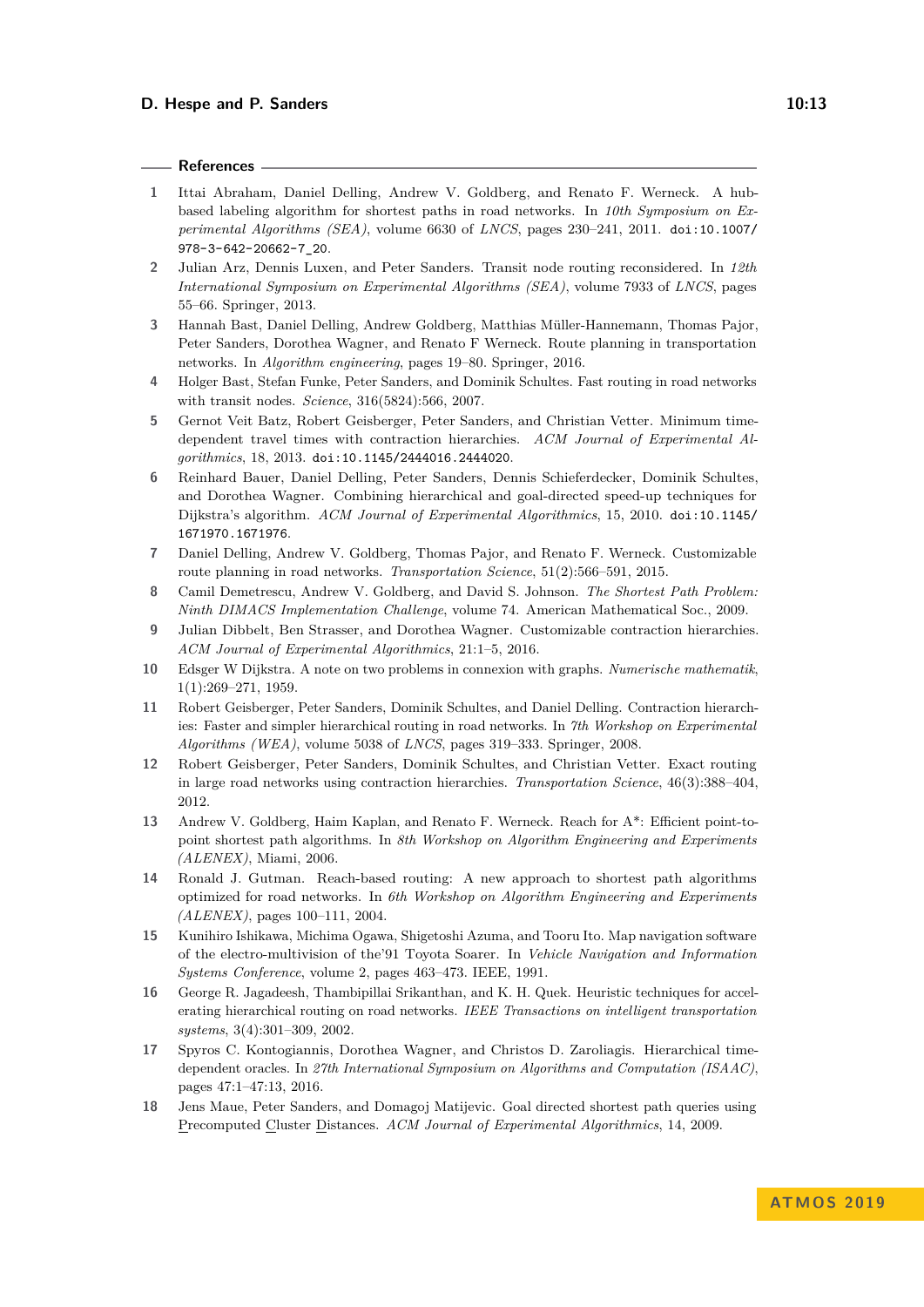## References

1. Ittai Abraham, Daniel Delling, Andrew V. Goldberg, and Renato F. Werneck. A hub-based labeling algorithm for shortest paths in road networks. In *10th Symposium on Experimental Algorithms (SEA)*, volume 6630 of *LNCS*, pages 230–241, 2011. doi:10.1007/978-3-642-20662-7_20.
2. Julian Arz, Dennis Luxen, and Peter Sanders. Transit node routing reconsidered. In *12th International Symposium on Experimental Algorithms (SEA)*, volume 7933 of *LNCS*, pages 55–66. Springer, 2013.
3. Hannah Bast, Daniel Delling, Andrew Goldberg, Matthias Müller-Hannemann, Thomas Pajor, Peter Sanders, Dorothea Wagner, and Renato F Werneck. Route planning in transportation networks. In *Algorithm engineering*, pages 19–80. Springer, 2016.
4. Holger Bast, Stefan Funke, Peter Sanders, and Dominik Schultes. Fast routing in road networks with transit nodes. *Science*, 316(5824):566, 2007.
5. Gernot Veit Batz, Robert Geisberger, Peter Sanders, and Christian Vetter. Minimum time-dependent travel times with contraction hierarchies. *ACM Journal of Experimental Algorithmics*, 18, 2013. doi:10.1145/2444016.2444020.
6. Reinhard Bauer, Daniel Delling, Peter Sanders, Dennis Schieferdecker, Dominik Schultes, and Dorothea Wagner. Combining hierarchical and goal-directed speed-up techniques for Dijkstra's algorithm. *ACM Journal of Experimental Algorithmics*, 15, 2010. doi:10.1145/1671970.1671976.
7. Daniel Delling, Andrew V. Goldberg, Thomas Pajor, and Renato F. Werneck. Customizable route planning in road networks. *Transportation Science*, 51(2):566–591, 2015.
8. Camil Demetrescu, Andrew V. Goldberg, and David S. Johnson. *The Shortest Path Problem: Ninth DIMACS Implementation Challenge*, volume 74. American Mathematical Soc., 2009.
9. Julian Dibbelt, Ben Strasser, and Dorothea Wagner. Customizable contraction hierarchies. *ACM Journal of Experimental Algorithmics*, 21:1–5, 2016.
10. Edsger W Dijkstra. A note on two problems in connexion with graphs. *Numerische mathematik*, 1(1):269–271, 1959.
11. Robert Geisberger, Peter Sanders, Dominik Schultes, and Daniel Delling. Contraction hierarchies: Faster and simpler hierarchical routing in road networks. In *7th Workshop on Experimental Algorithms (WEA)*, volume 5038 of *LNCS*, pages 319–333. Springer, 2008.
12. Robert Geisberger, Peter Sanders, Dominik Schultes, and Christian Vetter. Exact routing in large road networks using contraction hierarchies. *Transportation Science*, 46(3):388–404, 2012.
13. Andrew V. Goldberg, Haim Kaplan, and Renato F. Werneck. Reach for A*: Efficient point-to-point shortest path algorithms. In *8th Workshop on Algorithm Engineering and Experiments (ALENEX)*, Miami, 2006.
14. Ronald J. Gutman. Reach-based routing: A new approach to shortest path algorithms optimized for road networks. In *6th Workshop on Algorithm Engineering and Experiments (ALENEX)*, pages 100–111, 2004.
15. Kunihiro Ishikawa, Michima Ogawa, Shigetoshi Azuma, and Tooru Ito. Map navigation software of the electro-multivision of the'91 Toyota Soarer. In *Vehicle Navigation and Information Systems Conference*, volume 2, pages 463–473. IEEE, 1991.
16. George R. Jagadeesh, Thambipillai Srikanthan, and K. H. Quek. Heuristic techniques for accelerating hierarchical routing on road networks. *IEEE Transactions on intelligent transportation systems*, 3(4):301–309, 2002.
17. Spyros C. Kontogiannis, Dorothea Wagner, and Christos D. Zaroliagis. Hierarchical time-dependent oracles. In *27th International Symposium on Algorithms and Computation (ISAAC)*, pages 47:1–47:13, 2016.
18. Jens Maue, Peter Sanders, and Domagoj Matijevic. Goal directed shortest path queries using Precomputed Cluster Distances. *ACM Journal of Experimental Algorithmics*, 14, 2009.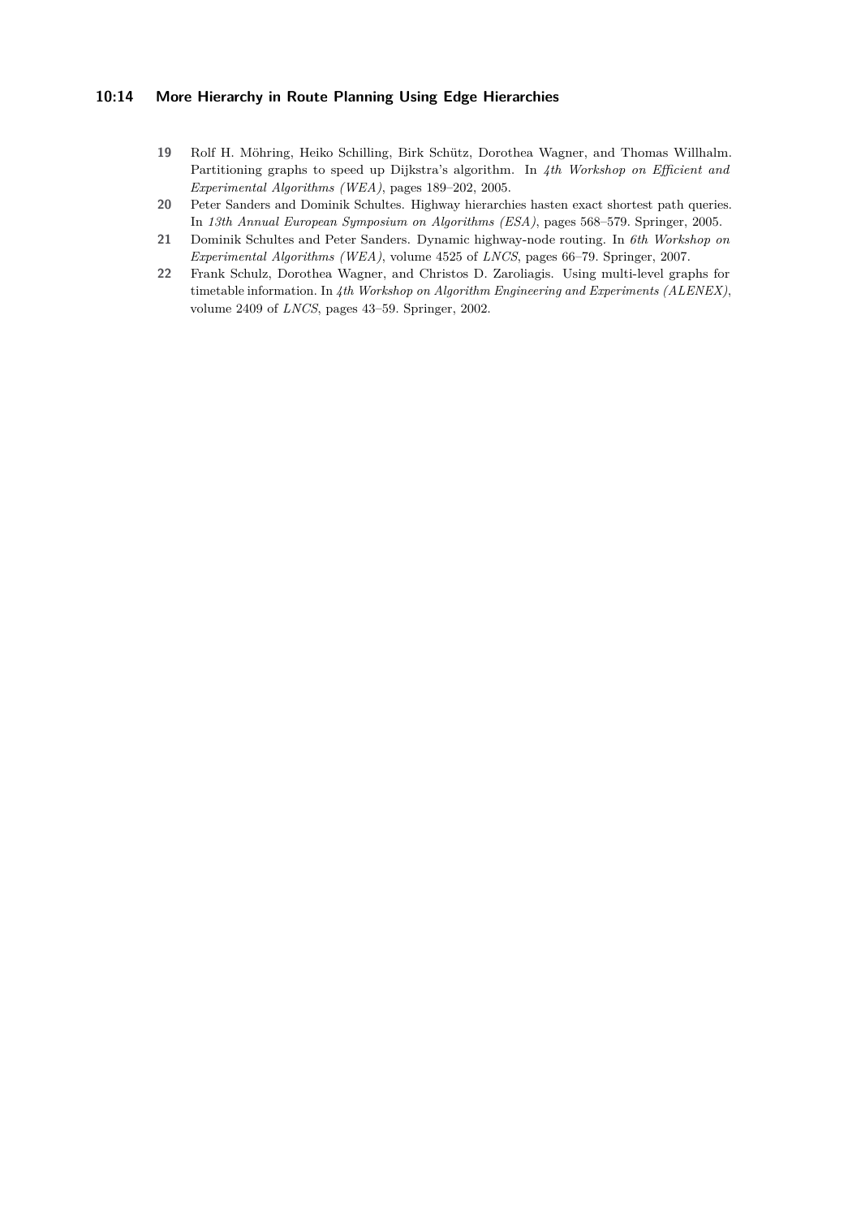19. Rolf H. Möhring, Heiko Schilling, Birk Schütz, Dorothea Wagner, and Thomas Willhalm. Partitioning graphs to speed up Dijkstra's algorithm. In *4th Workshop on Efficient and Experimental Algorithms (WEA)*, pages 189–202, 2005.
20. Peter Sanders and Dominik Schultes. Highway hierarchies hasten exact shortest path queries. In *13th Annual European Symposium on Algorithms (ESA)*, pages 568–579. Springer, 2005.
21. Dominik Schultes and Peter Sanders. Dynamic highway-node routing. In *6th Workshop on Experimental Algorithms (WEA)*, volume 4525 of *LNCS*, pages 66–79. Springer, 2007.
22. Frank Schulz, Dorothea Wagner, and Christos D. Zaroliagis. Using multi-level graphs for timetable information. In *4th Workshop on Algorithm Engineering and Experiments (ALENEX)*, volume 2409 of *LNCS*, pages 43–59. Springer, 2002.